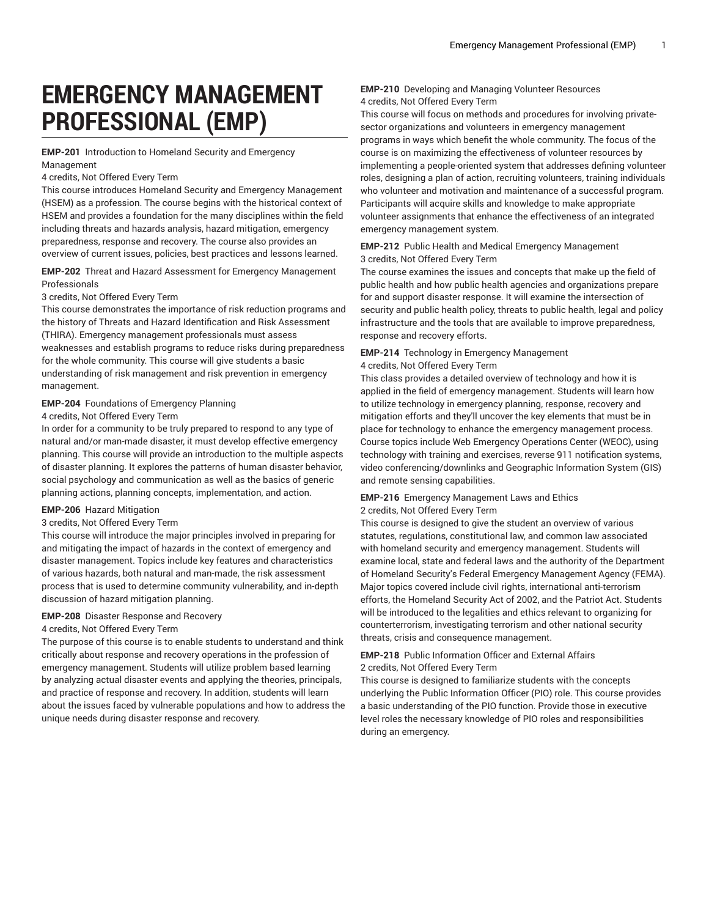# EMERGENCY MANAGEMENT PROFESSIONAL (EMP)

**EMP-201** Introduction to Homeland Security and Emergency Management

4 credits, Not Offered Every Term

This course introduces Homeland Security and Emergency Management (HSEM) as a profession. The course begins with the historical context of HSEM and provides a foundation for the many disciplines within the field including threats and hazards analysis, hazard mitigation, emergency preparedness, response and recovery. The course also provides an overview of current issues, policies, best practices and lessons learned.

**EMP-202** Threat and Hazard Assessment for Emergency Management Professionals

3 credits, Not Offered Every Term

This course demonstrates the importance of risk reduction programs and the history of Threats and Hazard Identification and Risk Assessment (THIRA). Emergency management professionals must assess weaknesses and establish programs to reduce risks during preparedness for the whole community. This course will give students a basic understanding of risk management and risk prevention in emergency management.

**EMP-204** Foundations of Emergency Planning

4 credits, Not Offered Every Term

In order for a community to be truly prepared to respond to any type of natural and/or man-made disaster, it must develop effective emergency planning. This course will provide an introduction to the multiple aspects of disaster planning. It explores the patterns of human disaster behavior, social psychology and communication as well as the basics of generic planning actions, planning concepts, implementation, and action.

**EMP-206** Hazard Mitigation

3 credits, Not Offered Every Term

This course will introduce the major principles involved in preparing for and mitigating the impact of hazards in the context of emergency and disaster management. Topics include key features and characteristics of various hazards, both natural and man-made, the risk assessment process that is used to determine community vulnerability, and in-depth discussion of hazard mitigation planning.

**EMP-208** Disaster Response and Recovery

4 credits, Not Offered Every Term

The purpose of this course is to enable students to understand and think critically about response and recovery operations in the profession of emergency management. Students will utilize problem based learning by analyzing actual disaster events and applying the theories, principals, and practice of response and recovery. In addition, students will learn about the issues faced by vulnerable populations and how to address the unique needs during disaster response and recovery.

**EMP-210** Developing and Managing Volunteer Resources

4 credits, Not Offered Every Term

This course will focus on methods and procedures for involving private-sector organizations and volunteers in emergency management programs in ways which benefit the whole community. The focus of the course is on maximizing the effectiveness of volunteer resources by implementing a people-oriented system that addresses defining volunteer roles, designing a plan of action, recruiting volunteers, training individuals who volunteer and motivation and maintenance of a successful program. Participants will acquire skills and knowledge to make appropriate volunteer assignments that enhance the effectiveness of an integrated emergency management system.

**EMP-212** Public Health and Medical Emergency Management

3 credits, Not Offered Every Term

The course examines the issues and concepts that make up the field of public health and how public health agencies and organizations prepare for and support disaster response. It will examine the intersection of security and public health policy, threats to public health, legal and policy infrastructure and the tools that are available to improve preparedness, response and recovery efforts.

**EMP-214** Technology in Emergency Management

4 credits, Not Offered Every Term

This class provides a detailed overview of technology and how it is applied in the field of emergency management. Students will learn how to utilize technology in emergency planning, response, recovery and mitigation efforts and they'll uncover the key elements that must be in place for technology to enhance the emergency management process. Course topics include Web Emergency Operations Center (WEOC), using technology with training and exercises, reverse 911 notification systems, video conferencing/downlinks and Geographic Information System (GIS) and remote sensing capabilities.

**EMP-216** Emergency Management Laws and Ethics

2 credits, Not Offered Every Term

This course is designed to give the student an overview of various statutes, regulations, constitutional law, and common law associated with homeland security and emergency management. Students will examine local, state and federal laws and the authority of the Department of Homeland Security's Federal Emergency Management Agency (FEMA). Major topics covered include civil rights, international anti-terrorism efforts, the Homeland Security Act of 2002, and the Patriot Act. Students will be introduced to the legalities and ethics relevant to organizing for counterterrorism, investigating terrorism and other national security threats, crisis and consequence management.

**EMP-218** Public Information Officer and External Affairs

2 credits, Not Offered Every Term

This course is designed to familiarize students with the concepts underlying the Public Information Officer (PIO) role. This course provides a basic understanding of the PIO function. Provide those in executive level roles the necessary knowledge of PIO roles and responsibilities during an emergency.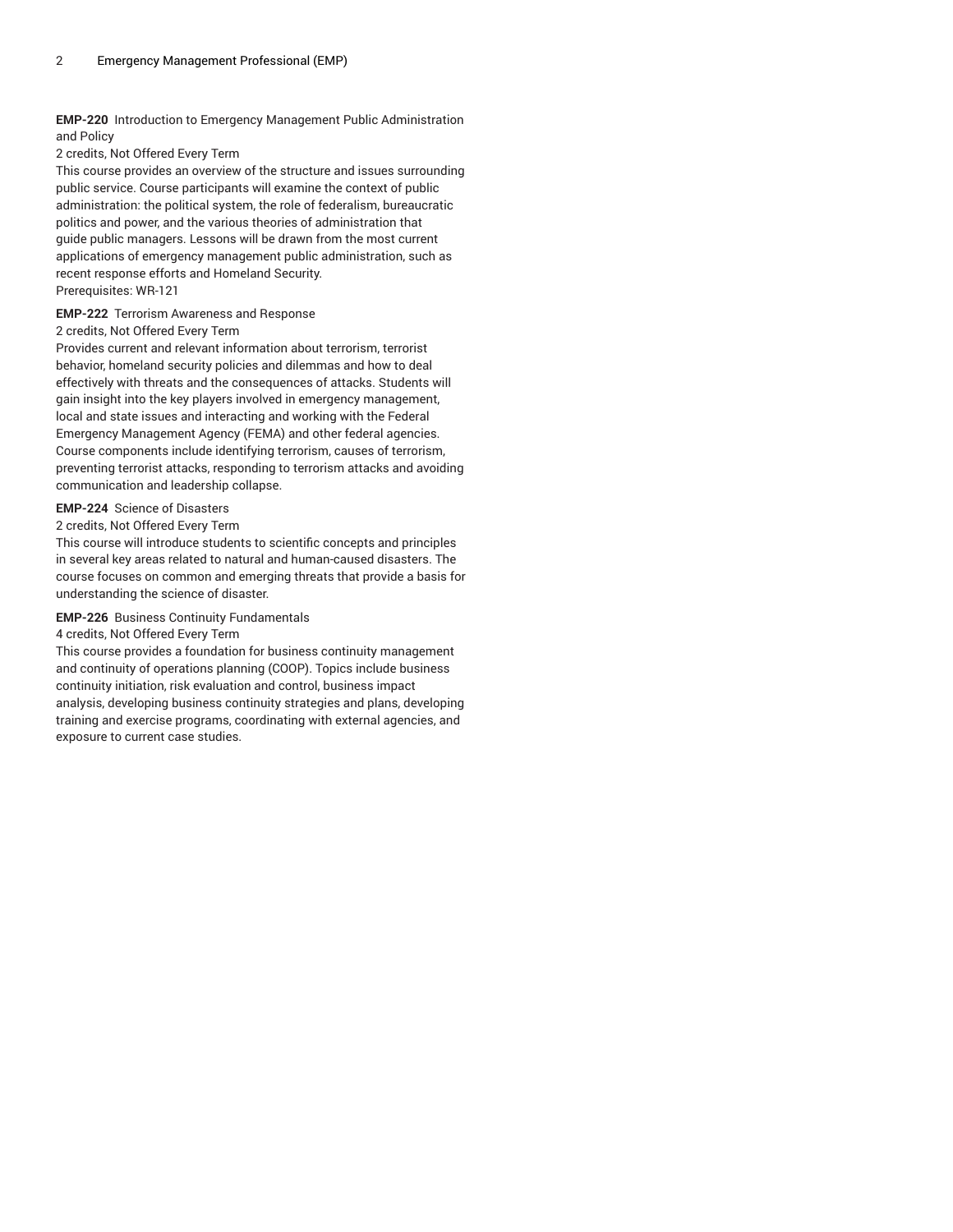**EMP-220** Introduction to Emergency Management Public Administration and Policy
2 credits, Not Offered Every Term
This course provides an overview of the structure and issues surrounding public service. Course participants will examine the context of public administration: the political system, the role of federalism, bureaucratic politics and power, and the various theories of administration that guide public managers. Lessons will be drawn from the most current applications of emergency management public administration, such as recent response efforts and Homeland Security.
Prerequisites: WR-121

**EMP-222** Terrorism Awareness and Response
2 credits, Not Offered Every Term
Provides current and relevant information about terrorism, terrorist behavior, homeland security policies and dilemmas and how to deal effectively with threats and the consequences of attacks. Students will gain insight into the key players involved in emergency management, local and state issues and interacting and working with the Federal Emergency Management Agency (FEMA) and other federal agencies. Course components include identifying terrorism, causes of terrorism, preventing terrorist attacks, responding to terrorism attacks and avoiding communication and leadership collapse.

**EMP-224** Science of Disasters
2 credits, Not Offered Every Term
This course will introduce students to scientific concepts and principles in several key areas related to natural and human-caused disasters. The course focuses on common and emerging threats that provide a basis for understanding the science of disaster.

**EMP-226** Business Continuity Fundamentals
4 credits, Not Offered Every Term
This course provides a foundation for business continuity management and continuity of operations planning (COOP). Topics include business continuity initiation, risk evaluation and control, business impact analysis, developing business continuity strategies and plans, developing training and exercise programs, coordinating with external agencies, and exposure to current case studies.